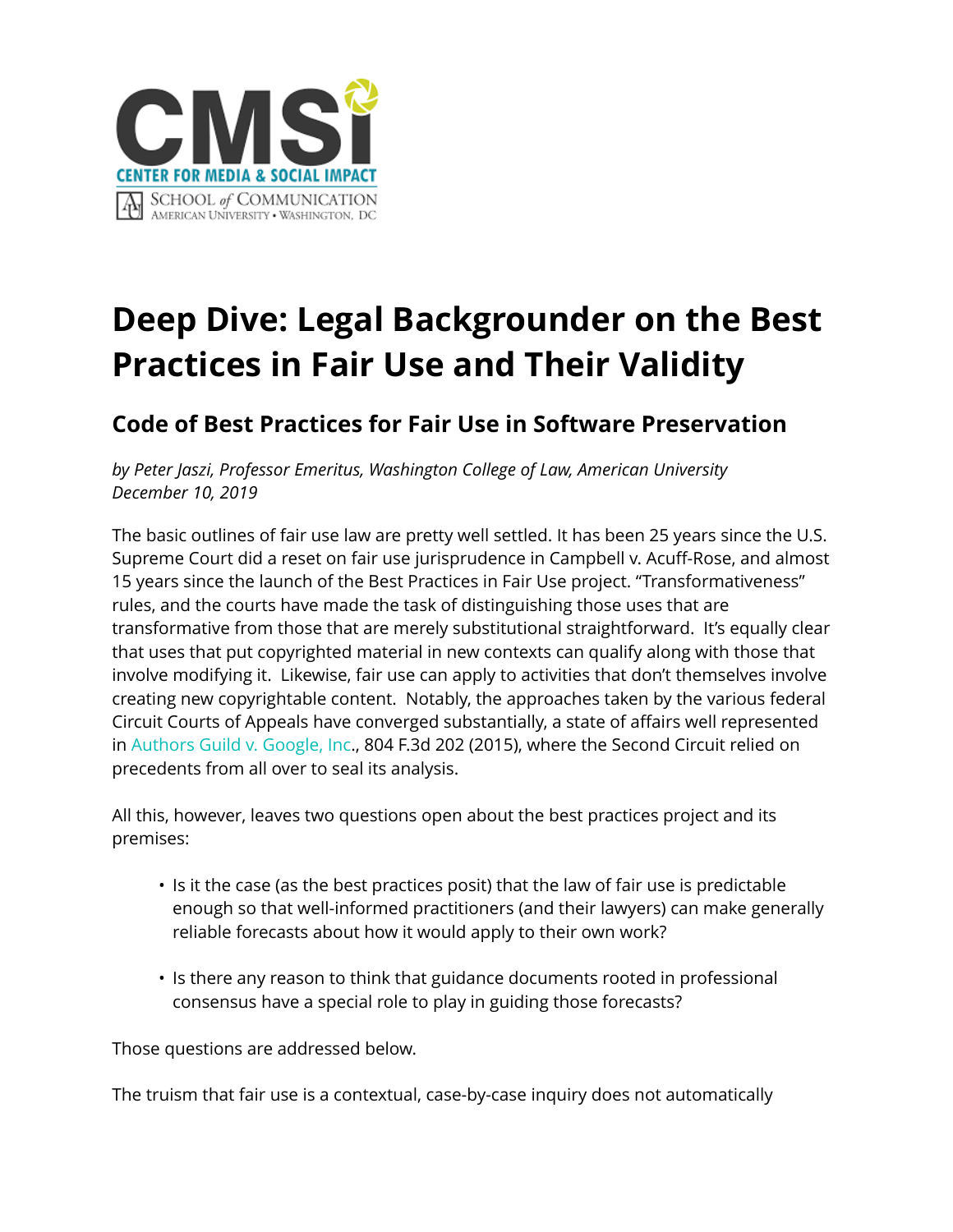CMSi

CENTER FOR MEDIA & SOCIAL IMPACT

SCHOOL of COMMUNICATION
AMERICAN UNIVERSITY • WASHINGTON, DC

# Deep Dive: Legal Backgrounder on the Best Practices in Fair Use and Their Validity

## Code of Best Practices for Fair Use in Software Preservation

*by Peter Jaszi, Professor Emeritus, Washington College of Law, American University*
*December 10, 2019*

The basic outlines of fair use law are pretty well settled. It has been 25 years since the U.S. Supreme Court did a reset on fair use jurisprudence in Campbell v. Acuff-Rose, and almost 15 years since the launch of the Best Practices in Fair Use project. "Transformativeness" rules, and the courts have made the task of distinguishing those uses that are transformative from those that are merely substitutional straightforward. It's equally clear that uses that put copyrighted material in new contexts can qualify along with those that involve modifying it. Likewise, fair use can apply to activities that don't themselves involve creating new copyrightable content. Notably, the approaches taken by the various federal Circuit Courts of Appeals have converged substantially, a state of affairs well represented in Authors Guild v. Google, Inc., 804 F.3d 202 (2015), where the Second Circuit relied on precedents from all over to seal its analysis.

All this, however, leaves two questions open about the best practices project and its premises:

- Is it the case (as the best practices posit) that the law of fair use is predictable enough so that well-informed practitioners (and their lawyers) can make generally reliable forecasts about how it would apply to their own work?
- Is there any reason to think that guidance documents rooted in professional consensus have a special role to play in guiding those forecasts?

Those questions are addressed below.

The truism that fair use is a contextual, case-by-case inquiry does not automatically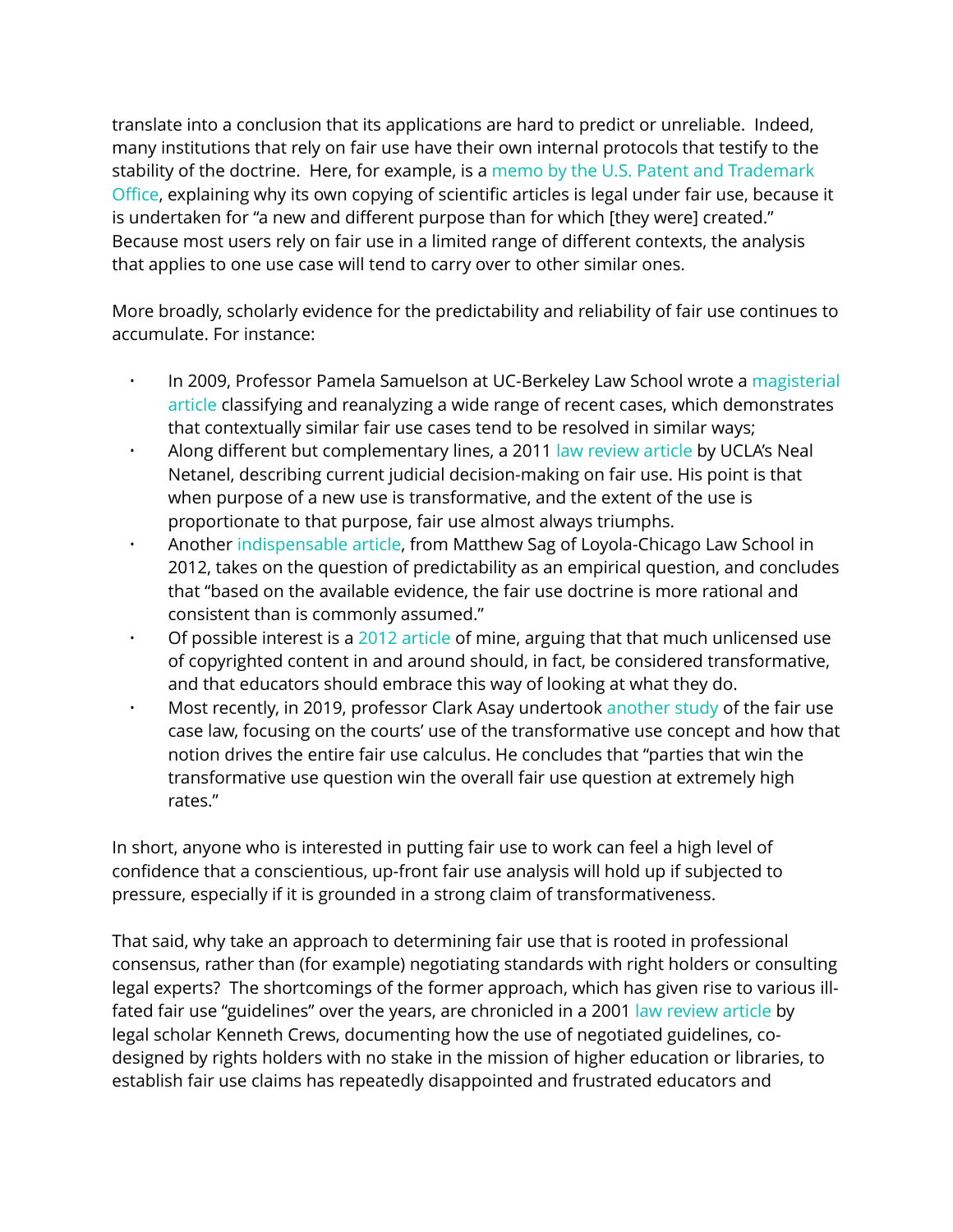translate into a conclusion that its applications are hard to predict or unreliable. Indeed, many institutions that rely on fair use have their own internal protocols that testify to the stability of the doctrine. Here, for example, is a memo by the U.S. Patent and Trademark Office, explaining why its own copying of scientific articles is legal under fair use, because it is undertaken for "a new and different purpose than for which [they were] created." Because most users rely on fair use in a limited range of different contexts, the analysis that applies to one use case will tend to carry over to other similar ones.

More broadly, scholarly evidence for the predictability and reliability of fair use continues to accumulate. For instance:

- In 2009, Professor Pamela Samuelson at UC-Berkeley Law School wrote a magisterial article classifying and reanalyzing a wide range of recent cases, which demonstrates that contextually similar fair use cases tend to be resolved in similar ways;
- Along different but complementary lines, a 2011 law review article by UCLA's Neal Netanel, describing current judicial decision-making on fair use. His point is that when purpose of a new use is transformative, and the extent of the use is proportionate to that purpose, fair use almost always triumphs.
- Another indispensable article, from Matthew Sag of Loyola-Chicago Law School in 2012, takes on the question of predictability as an empirical question, and concludes that "based on the available evidence, the fair use doctrine is more rational and consistent than is commonly assumed."
- Of possible interest is a 2012 article of mine, arguing that that much unlicensed use of copyrighted content in and around should, in fact, be considered transformative, and that educators should embrace this way of looking at what they do.
- Most recently, in 2019, professor Clark Asay undertook another study of the fair use case law, focusing on the courts' use of the transformative use concept and how that notion drives the entire fair use calculus. He concludes that "parties that win the transformative use question win the overall fair use question at extremely high rates."

In short, anyone who is interested in putting fair use to work can feel a high level of confidence that a conscientious, up-front fair use analysis will hold up if subjected to pressure, especially if it is grounded in a strong claim of transformativeness.

That said, why take an approach to determining fair use that is rooted in professional consensus, rather than (for example) negotiating standards with right holders or consulting legal experts? The shortcomings of the former approach, which has given rise to various ill-fated fair use "guidelines" over the years, are chronicled in a 2001 law review article by legal scholar Kenneth Crews, documenting how the use of negotiated guidelines, co-designed by rights holders with no stake in the mission of higher education or libraries, to establish fair use claims has repeatedly disappointed and frustrated educators and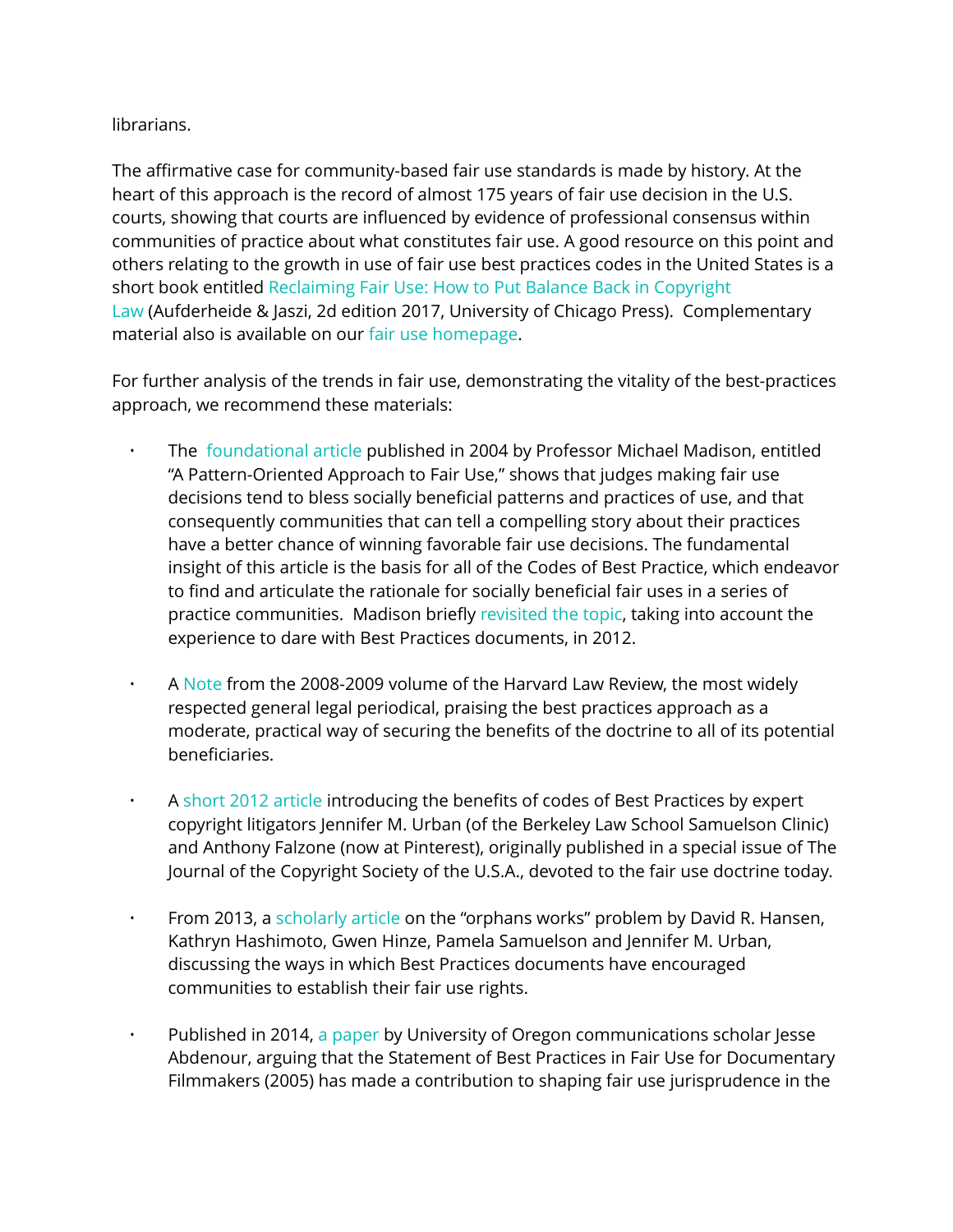librarians.

The affirmative case for community-based fair use standards is made by history. At the heart of this approach is the record of almost 175 years of fair use decision in the U.S. courts, showing that courts are influenced by evidence of professional consensus within communities of practice about what constitutes fair use. A good resource on this point and others relating to the growth in use of fair use best practices codes in the United States is a short book entitled Reclaiming Fair Use: How to Put Balance Back in Copyright Law (Aufderheide & Jaszi, 2d edition 2017, University of Chicago Press). Complementary material also is available on our fair use homepage.

For further analysis of the trends in fair use, demonstrating the vitality of the best-practices approach, we recommend these materials:

- The foundational article published in 2004 by Professor Michael Madison, entitled "A Pattern-Oriented Approach to Fair Use," shows that judges making fair use decisions tend to bless socially beneficial patterns and practices of use, and that consequently communities that can tell a compelling story about their practices have a better chance of winning favorable fair use decisions. The fundamental insight of this article is the basis for all of the Codes of Best Practice, which endeavor to find and articulate the rationale for socially beneficial fair uses in a series of practice communities. Madison briefly revisited the topic, taking into account the experience to dare with Best Practices documents, in 2012.

- A Note from the 2008-2009 volume of the Harvard Law Review, the most widely respected general legal periodical, praising the best practices approach as a moderate, practical way of securing the benefits of the doctrine to all of its potential beneficiaries.

- A short 2012 article introducing the benefits of codes of Best Practices by expert copyright litigators Jennifer M. Urban (of the Berkeley Law School Samuelson Clinic) and Anthony Falzone (now at Pinterest), originally published in a special issue of The Journal of the Copyright Society of the U.S.A., devoted to the fair use doctrine today.

- From 2013, a scholarly article on the "orphans works" problem by David R. Hansen, Kathryn Hashimoto, Gwen Hinze, Pamela Samuelson and Jennifer M. Urban, discussing the ways in which Best Practices documents have encouraged communities to establish their fair use rights.

- Published in 2014, a paper by University of Oregon communications scholar Jesse Abdenour, arguing that the Statement of Best Practices in Fair Use for Documentary Filmmakers (2005) has made a contribution to shaping fair use jurisprudence in the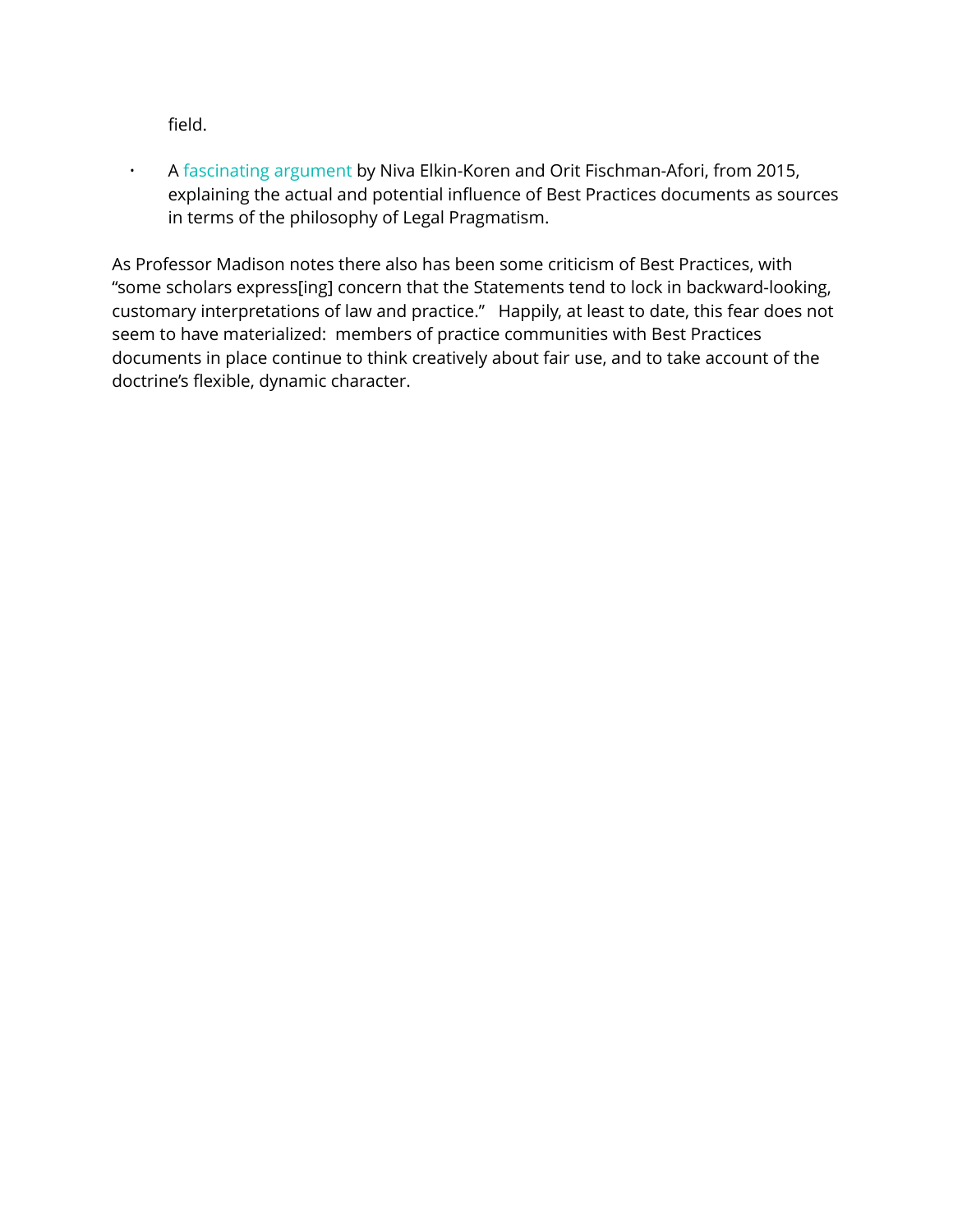field.

- A fascinating argument by Niva Elkin-Koren and Orit Fischman-Afori, from 2015, explaining the actual and potential influence of Best Practices documents as sources in terms of the philosophy of Legal Pragmatism.

As Professor Madison notes there also has been some criticism of Best Practices, with "some scholars express[ing] concern that the Statements tend to lock in backward-looking, customary interpretations of law and practice." Happily, at least to date, this fear does not seem to have materialized: members of practice communities with Best Practices documents in place continue to think creatively about fair use, and to take account of the doctrine's flexible, dynamic character.